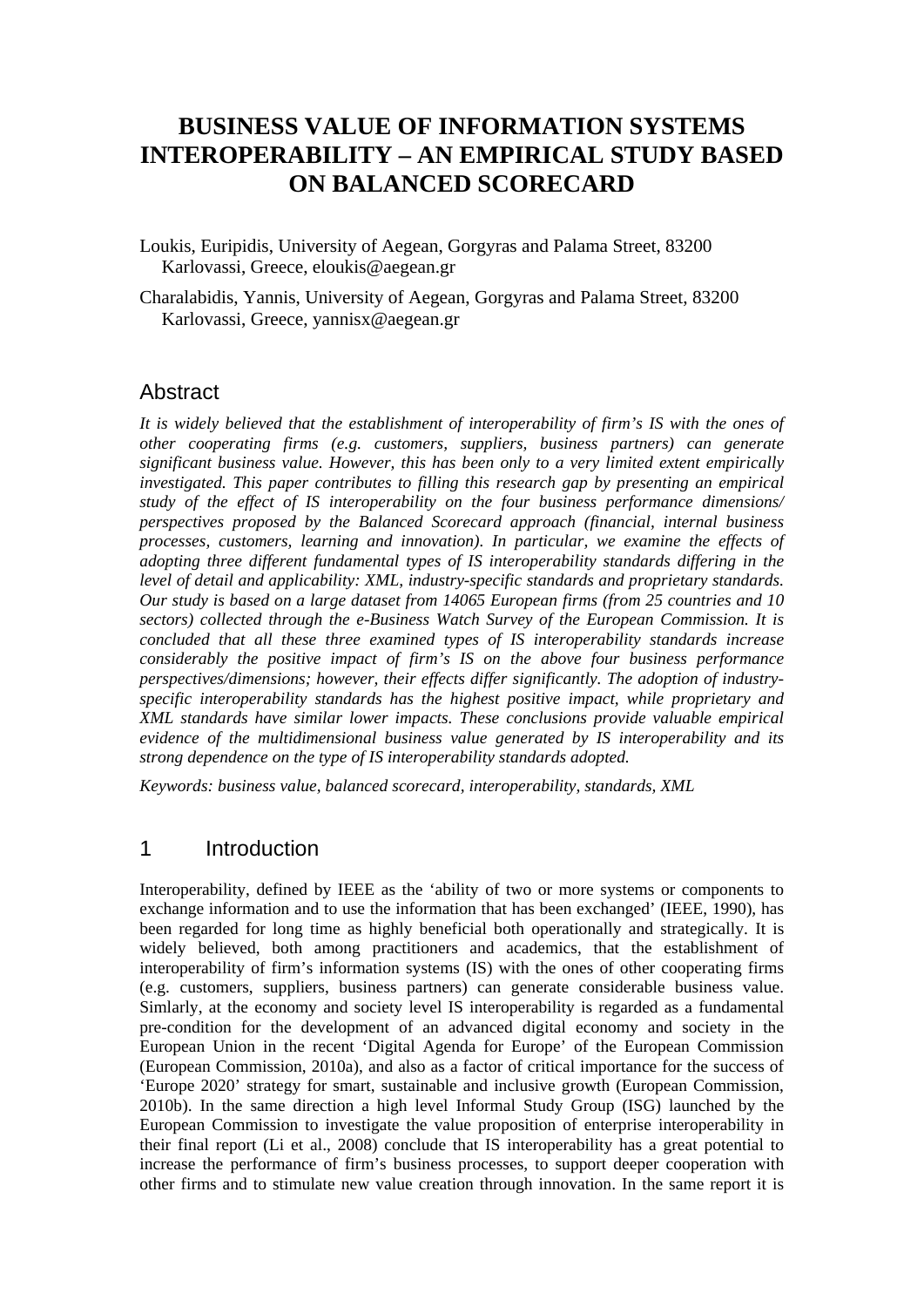# BUSINESS VALUE OF INFORMATION SYSTEMS INTEROPERABILITY – AN EMPIRICAL STUDY BASED ON BALANCED SCORECARD

Loukis, Euripidis, University of Aegean, Gorgyras and Palama Street, 83200 Karlovassi, Greece, eloukis@aegean.gr

Charalabidis, Yannis, University of Aegean, Gorgyras and Palama Street, 83200 Karlovassi, Greece, yannisx@aegean.gr

## Abstract

*It is widely believed that the establishment of interoperability of firm's IS with the ones of other cooperating firms (e.g. customers, suppliers, business partners) can generate significant business value. However, this has been only to a very limited extent empirically investigated. This paper contributes to filling this research gap by presenting an empirical study of the effect of IS interoperability on the four business performance dimensions/ perspectives proposed by the Balanced Scorecard approach (financial, internal business processes, customers, learning and innovation). In particular, we examine the effects of adopting three different fundamental types of IS interoperability standards differing in the level of detail and applicability: XML, industry-specific standards and proprietary standards. Our study is based on a large dataset from 14065 European firms (from 25 countries and 10 sectors) collected through the e-Business Watch Survey of the European Commission. It is concluded that all these three examined types of IS interoperability standards increase considerably the positive impact of firm's IS on the above four business performance perspectives/dimensions; however, their effects differ significantly. The adoption of industry-specific interoperability standards has the highest positive impact, while proprietary and XML standards have similar lower impacts. These conclusions provide valuable empirical evidence of the multidimensional business value generated by IS interoperability and its strong dependence on the type of IS interoperability standards adopted.*

*Keywords: business value, balanced scorecard, interoperability, standards, XML*

## 1 Introduction

Interoperability, defined by IEEE as the 'ability of two or more systems or components to exchange information and to use the information that has been exchanged' (IEEE, 1990), has been regarded for long time as highly beneficial both operationally and strategically. It is widely believed, both among practitioners and academics, that the establishment of interoperability of firm's information systems (IS) with the ones of other cooperating firms (e.g. customers, suppliers, business partners) can generate considerable business value. Simlarly, at the economy and society level IS interoperability is regarded as a fundamental pre-condition for the development of an advanced digital economy and society in the European Union in the recent 'Digital Agenda for Europe' of the European Commission (European Commission, 2010a), and also as a factor of critical importance for the success of 'Europe 2020' strategy for smart, sustainable and inclusive growth (European Commission, 2010b). In the same direction a high level Informal Study Group (ISG) launched by the European Commission to investigate the value proposition of enterprise interoperability in their final report (Li et al., 2008) conclude that IS interoperability has a great potential to increase the performance of firm's business processes, to support deeper cooperation with other firms and to stimulate new value creation through innovation. In the same report it is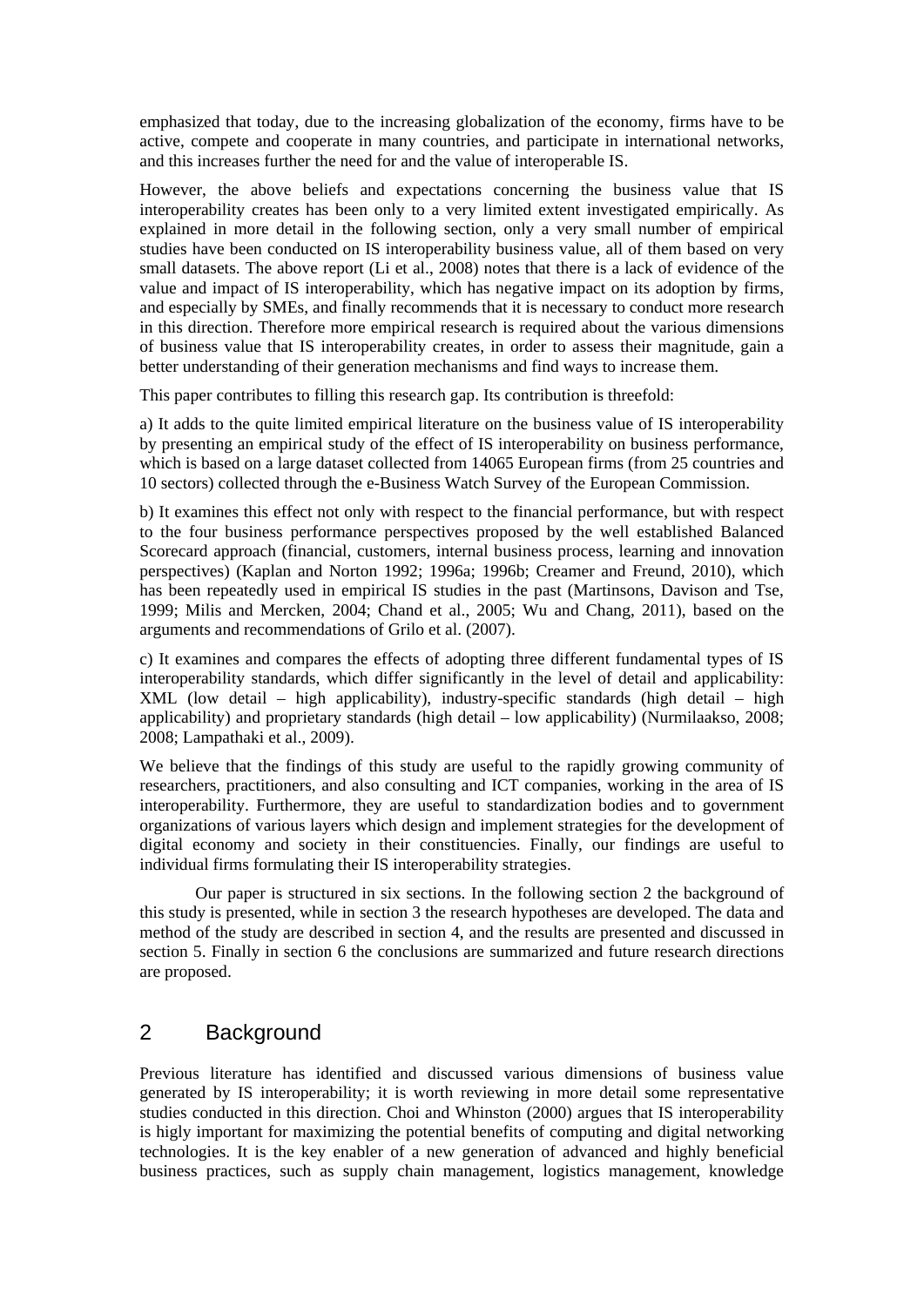emphasized that today, due to the increasing globalization of the economy, firms have to be active, compete and cooperate in many countries, and participate in international networks, and this increases further the need for and the value of interoperable IS.

However, the above beliefs and expectations concerning the business value that IS interoperability creates has been only to a very limited extent investigated empirically. As explained in more detail in the following section, only a very small number of empirical studies have been conducted on IS interoperability business value, all of them based on very small datasets. The above report (Li et al., 2008) notes that there is a lack of evidence of the value and impact of IS interoperability, which has negative impact on its adoption by firms, and especially by SMEs, and finally recommends that it is necessary to conduct more research in this direction. Therefore more empirical research is required about the various dimensions of business value that IS interoperability creates, in order to assess their magnitude, gain a better understanding of their generation mechanisms and find ways to increase them.

This paper contributes to filling this research gap. Its contribution is threefold:

a) It adds to the quite limited empirical literature on the business value of IS interoperability by presenting an empirical study of the effect of IS interoperability on business performance, which is based on a large dataset collected from 14065 European firms (from 25 countries and 10 sectors) collected through the e-Business Watch Survey of the European Commission.

b) It examines this effect not only with respect to the financial performance, but with respect to the four business performance perspectives proposed by the well established Balanced Scorecard approach (financial, customers, internal business process, learning and innovation perspectives) (Kaplan and Norton 1992; 1996a; 1996b; Creamer and Freund, 2010), which has been repeatedly used in empirical IS studies in the past (Martinsons, Davison and Tse, 1999; Milis and Mercken, 2004; Chand et al., 2005; Wu and Chang, 2011), based on the arguments and recommendations of Grilo et al. (2007).

c) It examines and compares the effects of adopting three different fundamental types of IS interoperability standards, which differ significantly in the level of detail and applicability: XML (low detail – high applicability), industry-specific standards (high detail – high applicability) and proprietary standards (high detail – low applicability) (Nurmilaakso, 2008; 2008; Lampathaki et al., 2009).

We believe that the findings of this study are useful to the rapidly growing community of researchers, practitioners, and also consulting and ICT companies, working in the area of IS interoperability. Furthermore, they are useful to standardization bodies and to government organizations of various layers which design and implement strategies for the development of digital economy and society in their constituencies. Finally, our findings are useful to individual firms formulating their IS interoperability strategies.

Our paper is structured in six sections. In the following section 2 the background of this study is presented, while in section 3 the research hypotheses are developed. The data and method of the study are described in section 4, and the results are presented and discussed in section 5. Finally in section 6 the conclusions are summarized and future research directions are proposed.

## 2 Background

Previous literature has identified and discussed various dimensions of business value generated by IS interoperability; it is worth reviewing in more detail some representative studies conducted in this direction. Choi and Whinston (2000) argues that IS interoperability is higly important for maximizing the potential benefits of computing and digital networking technologies. It is the key enabler of a new generation of advanced and highly beneficial business practices, such as supply chain management, logistics management, knowledge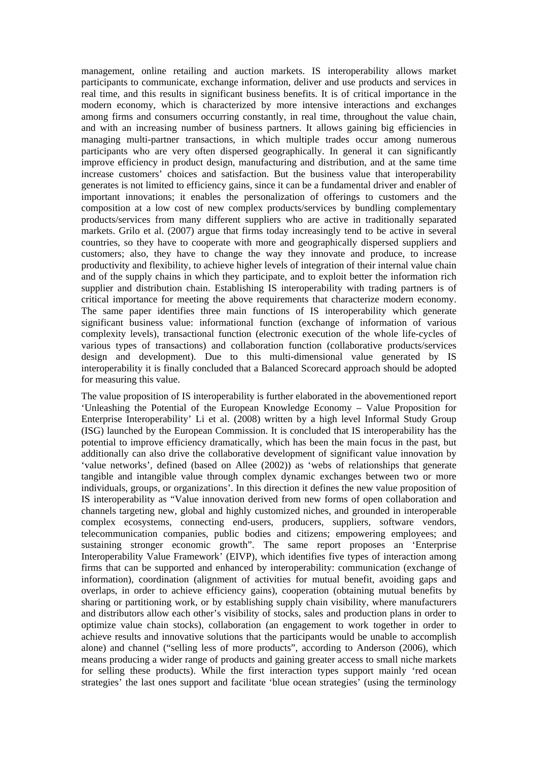management, online retailing and auction markets. IS interoperability allows market participants to communicate, exchange information, deliver and use products and services in real time, and this results in significant business benefits. It is of critical importance in the modern economy, which is characterized by more intensive interactions and exchanges among firms and consumers occurring constantly, in real time, throughout the value chain, and with an increasing number of business partners. It allows gaining big efficiencies in managing multi-partner transactions, in which multiple trades occur among numerous participants who are very often dispersed geographically. In general it can significantly improve efficiency in product design, manufacturing and distribution, and at the same time increase customers' choices and satisfaction. But the business value that interoperability generates is not limited to efficiency gains, since it can be a fundamental driver and enabler of important innovations; it enables the personalization of offerings to customers and the composition at a low cost of new complex products/services by bundling complementary products/services from many different suppliers who are active in traditionally separated markets. Grilo et al. (2007) argue that firms today increasingly tend to be active in several countries, so they have to cooperate with more and geographically dispersed suppliers and customers; also, they have to change the way they innovate and produce, to increase productivity and flexibility, to achieve higher levels of integration of their internal value chain and of the supply chains in which they participate, and to exploit better the information rich supplier and distribution chain. Establishing IS interoperability with trading partners is of critical importance for meeting the above requirements that characterize modern economy. The same paper identifies three main functions of IS interoperability which generate significant business value: informational function (exchange of information of various complexity levels), transactional function (electronic execution of the whole life-cycles of various types of transactions) and collaboration function (collaborative products/services design and development). Due to this multi-dimensional value generated by IS interoperability it is finally concluded that a Balanced Scorecard approach should be adopted for measuring this value.

The value proposition of IS interoperability is further elaborated in the abovementioned report 'Unleashing the Potential of the European Knowledge Economy – Value Proposition for Enterprise Interoperability' Li et al. (2008) written by a high level Informal Study Group (ISG) launched by the European Commission. It is concluded that IS interoperability has the potential to improve efficiency dramatically, which has been the main focus in the past, but additionally can also drive the collaborative development of significant value innovation by 'value networks', defined (based on Allee (2002)) as 'webs of relationships that generate tangible and intangible value through complex dynamic exchanges between two or more individuals, groups, or organizations'. In this direction it defines the new value proposition of IS interoperability as "Value innovation derived from new forms of open collaboration and channels targeting new, global and highly customized niches, and grounded in interoperable complex ecosystems, connecting end-users, producers, suppliers, software vendors, telecommunication companies, public bodies and citizens; empowering employees; and sustaining stronger economic growth". The same report proposes an 'Enterprise Interoperability Value Framework' (EIVP), which identifies five types of interaction among firms that can be supported and enhanced by interoperability: communication (exchange of information), coordination (alignment of activities for mutual benefit, avoiding gaps and overlaps, in order to achieve efficiency gains), cooperation (obtaining mutual benefits by sharing or partitioning work, or by establishing supply chain visibility, where manufacturers and distributors allow each other's visibility of stocks, sales and production plans in order to optimize value chain stocks), collaboration (an engagement to work together in order to achieve results and innovative solutions that the participants would be unable to accomplish alone) and channel ("selling less of more products", according to Anderson (2006), which means producing a wider range of products and gaining greater access to small niche markets for selling these products). While the first interaction types support mainly 'red ocean strategies' the last ones support and facilitate 'blue ocean strategies' (using the terminology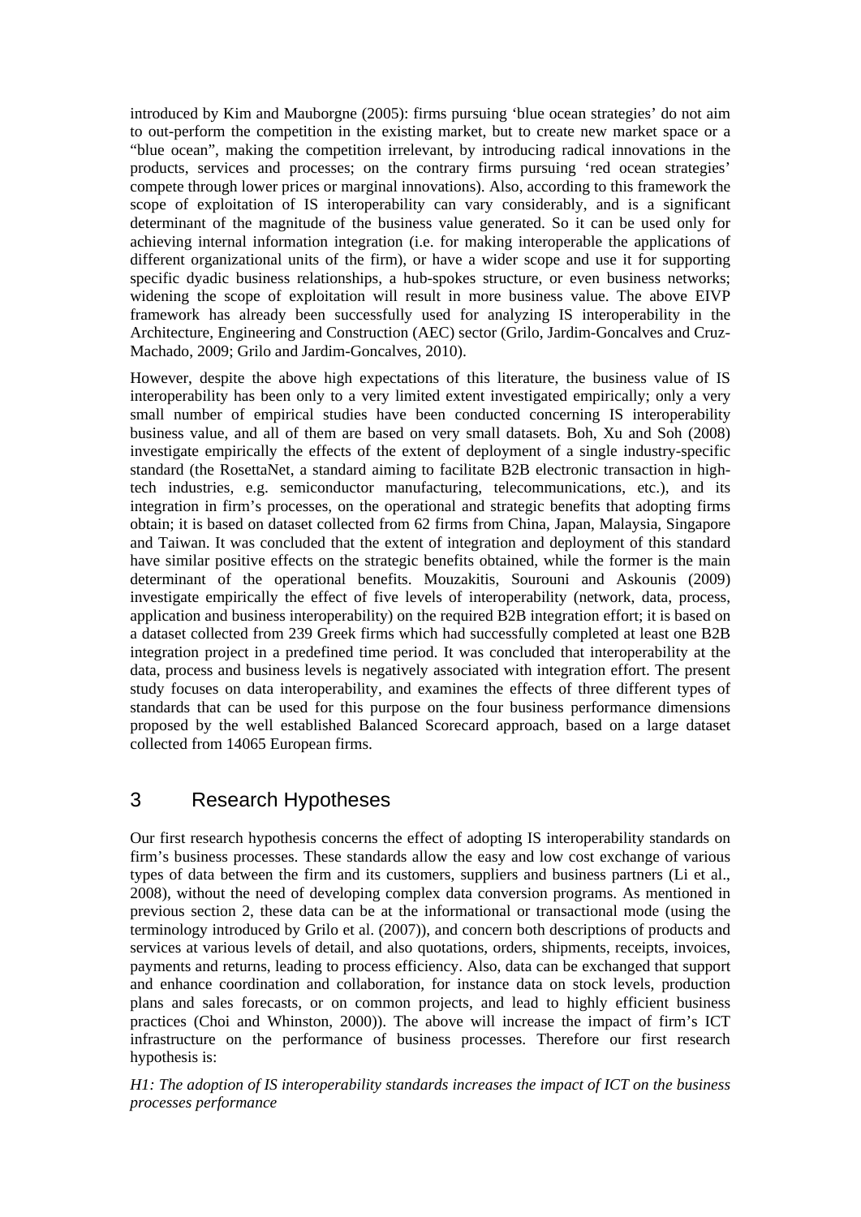introduced by Kim and Mauborgne (2005): firms pursuing 'blue ocean strategies' do not aim to out-perform the competition in the existing market, but to create new market space or a "blue ocean", making the competition irrelevant, by introducing radical innovations in the products, services and processes; on the contrary firms pursuing 'red ocean strategies' compete through lower prices or marginal innovations). Also, according to this framework the scope of exploitation of IS interoperability can vary considerably, and is a significant determinant of the magnitude of the business value generated. So it can be used only for achieving internal information integration (i.e. for making interoperable the applications of different organizational units of the firm), or have a wider scope and use it for supporting specific dyadic business relationships, a hub-spokes structure, or even business networks; widening the scope of exploitation will result in more business value. The above EIVP framework has already been successfully used for analyzing IS interoperability in the Architecture, Engineering and Construction (AEC) sector (Grilo, Jardim-Goncalves and Cruz-Machado, 2009; Grilo and Jardim-Goncalves, 2010).

However, despite the above high expectations of this literature, the business value of IS interoperability has been only to a very limited extent investigated empirically; only a very small number of empirical studies have been conducted concerning IS interoperability business value, and all of them are based on very small datasets. Boh, Xu and Soh (2008) investigate empirically the effects of the extent of deployment of a single industry-specific standard (the RosettaNet, a standard aiming to facilitate B2B electronic transaction in high-tech industries, e.g. semiconductor manufacturing, telecommunications, etc.), and its integration in firm's processes, on the operational and strategic benefits that adopting firms obtain; it is based on dataset collected from 62 firms from China, Japan, Malaysia, Singapore and Taiwan. It was concluded that the extent of integration and deployment of this standard have similar positive effects on the strategic benefits obtained, while the former is the main determinant of the operational benefits. Mouzakitis, Sourouni and Askounis (2009) investigate empirically the effect of five levels of interoperability (network, data, process, application and business interoperability) on the required B2B integration effort; it is based on a dataset collected from 239 Greek firms which had successfully completed at least one B2B integration project in a predefined time period. It was concluded that interoperability at the data, process and business levels is negatively associated with integration effort. The present study focuses on data interoperability, and examines the effects of three different types of standards that can be used for this purpose on the four business performance dimensions proposed by the well established Balanced Scorecard approach, based on a large dataset collected from 14065 European firms.

# 3 Research Hypotheses

Our first research hypothesis concerns the effect of adopting IS interoperability standards on firm's business processes. These standards allow the easy and low cost exchange of various types of data between the firm and its customers, suppliers and business partners (Li et al., 2008), without the need of developing complex data conversion programs. As mentioned in previous section 2, these data can be at the informational or transactional mode (using the terminology introduced by Grilo et al. (2007)), and concern both descriptions of products and services at various levels of detail, and also quotations, orders, shipments, receipts, invoices, payments and returns, leading to process efficiency. Also, data can be exchanged that support and enhance coordination and collaboration, for instance data on stock levels, production plans and sales forecasts, or on common projects, and lead to highly efficient business practices (Choi and Whinston, 2000)). The above will increase the impact of firm's ICT infrastructure on the performance of business processes. Therefore our first research hypothesis is:

*H1: The adoption of IS interoperability standards increases the impact of ICT on the business processes performance*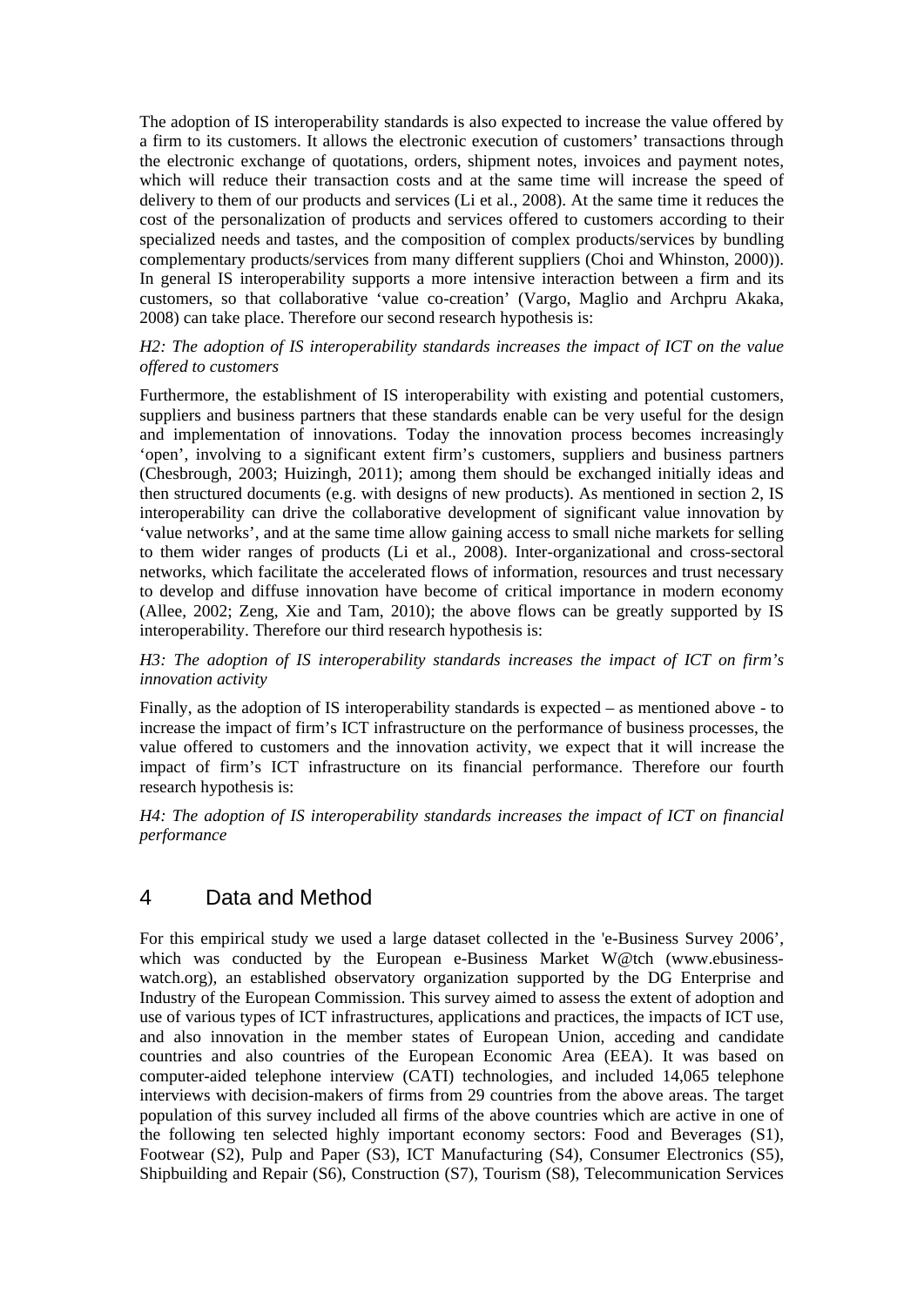The adoption of IS interoperability standards is also expected to increase the value offered by a firm to its customers. It allows the electronic execution of customers' transactions through the electronic exchange of quotations, orders, shipment notes, invoices and payment notes, which will reduce their transaction costs and at the same time will increase the speed of delivery to them of our products and services (Li et al., 2008). At the same time it reduces the cost of the personalization of products and services offered to customers according to their specialized needs and tastes, and the composition of complex products/services by bundling complementary products/services from many different suppliers (Choi and Whinston, 2000)). In general IS interoperability supports a more intensive interaction between a firm and its customers, so that collaborative 'value co-creation' (Vargo, Maglio and Archpru Akaka, 2008) can take place. Therefore our second research hypothesis is:

*H2: The adoption of IS interoperability standards increases the impact of ICT on the value offered to customers*

Furthermore, the establishment of IS interoperability with existing and potential customers, suppliers and business partners that these standards enable can be very useful for the design and implementation of innovations. Today the innovation process becomes increasingly 'open', involving to a significant extent firm's customers, suppliers and business partners (Chesbrough, 2003; Huizingh, 2011); among them should be exchanged initially ideas and then structured documents (e.g. with designs of new products). As mentioned in section 2, IS interoperability can drive the collaborative development of significant value innovation by 'value networks', and at the same time allow gaining access to small niche markets for selling to them wider ranges of products (Li et al., 2008). Inter-organizational and cross-sectoral networks, which facilitate the accelerated flows of information, resources and trust necessary to develop and diffuse innovation have become of critical importance in modern economy (Allee, 2002; Zeng, Xie and Tam, 2010); the above flows can be greatly supported by IS interoperability. Therefore our third research hypothesis is:

*H3: The adoption of IS interoperability standards increases the impact of ICT on firm's innovation activity*

Finally, as the adoption of IS interoperability standards is expected – as mentioned above - to increase the impact of firm's ICT infrastructure on the performance of business processes, the value offered to customers and the innovation activity, we expect that it will increase the impact of firm's ICT infrastructure on its financial performance. Therefore our fourth research hypothesis is:

*H4: The adoption of IS interoperability standards increases the impact of ICT on financial performance*

# 4 Data and Method

For this empirical study we used a large dataset collected in the 'e-Business Survey 2006', which was conducted by the European e-Business Market W@tch (www.ebusiness-watch.org), an established observatory organization supported by the DG Enterprise and Industry of the European Commission. This survey aimed to assess the extent of adoption and use of various types of ICT infrastructures, applications and practices, the impacts of ICT use, and also innovation in the member states of European Union, acceding and candidate countries and also countries of the European Economic Area (EEA). It was based on computer-aided telephone interview (CATI) technologies, and included 14,065 telephone interviews with decision-makers of firms from 29 countries from the above areas. The target population of this survey included all firms of the above countries which are active in one of the following ten selected highly important economy sectors: Food and Beverages (S1), Footwear (S2), Pulp and Paper (S3), ICT Manufacturing (S4), Consumer Electronics (S5), Shipbuilding and Repair (S6), Construction (S7), Tourism (S8), Telecommunication Services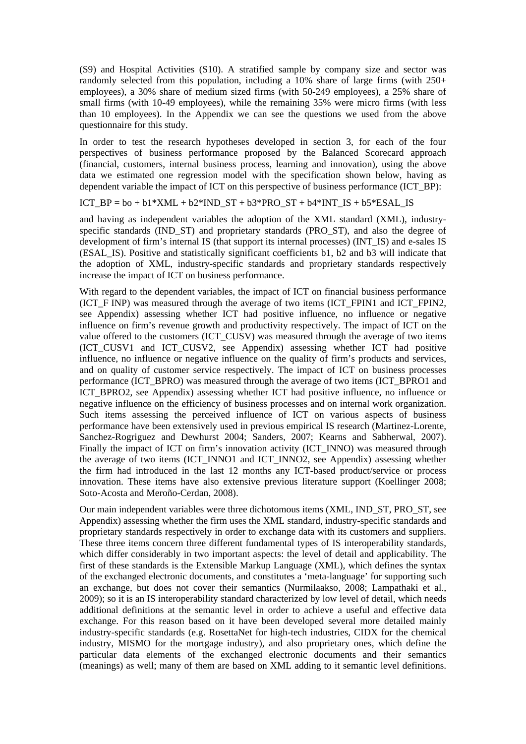(S9) and Hospital Activities (S10). A stratified sample by company size and sector was randomly selected from this population, including a 10% share of large firms (with 250+ employees), a 30% share of medium sized firms (with 50-249 employees), a 25% share of small firms (with 10-49 employees), while the remaining 35% were micro firms (with less than 10 employees). In the Appendix we can see the questions we used from the above questionnaire for this study.

In order to test the research hypotheses developed in section 3, for each of the four perspectives of business performance proposed by the Balanced Scorecard approach (financial, customers, internal business process, learning and innovation), using the above data we estimated one regression model with the specification shown below, having as dependent variable the impact of ICT on this perspective of business performance (ICT_BP):

ICT_BP = bo + b1*XML + b2*IND_ST + b3*PRO_ST + b4*INT_IS + b5*ESAL_IS

and having as independent variables the adoption of the XML standard (XML), industry-specific standards (IND_ST) and proprietary standards (PRO_ST), and also the degree of development of firm's internal IS (that support its internal processes) (INT_IS) and e-sales IS (ESAL_IS). Positive and statistically significant coefficients b1, b2 and b3 will indicate that the adoption of XML, industry-specific standards and proprietary standards respectively increase the impact of ICT on business performance.

With regard to the dependent variables, the impact of ICT on financial business performance (ICT_F INP) was measured through the average of two items (ICT_FPIN1 and ICT_FPIN2, see Appendix) assessing whether ICT had positive influence, no influence or negative influence on firm's revenue growth and productivity respectively. The impact of ICT on the value offered to the customers (ICT_CUSV) was measured through the average of two items (ICT_CUSV1 and ICT_CUSV2, see Appendix) assessing whether ICT had positive influence, no influence or negative influence on the quality of firm's products and services, and on quality of customer service respectively. The impact of ICT on business processes performance (ICT_BPRO) was measured through the average of two items (ICT_BPRO1 and ICT_BPRO2, see Appendix) assessing whether ICT had positive influence, no influence or negative influence on the efficiency of business processes and on internal work organization. Such items assessing the perceived influence of ICT on various aspects of business performance have been extensively used in previous empirical IS research (Martinez-Lorente, Sanchez-Rogriguez and Dewhurst 2004; Sanders, 2007; Kearns and Sabherwal, 2007). Finally the impact of ICT on firm's innovation activity (ICT_INNO) was measured through the average of two items (ICT_INNO1 and ICT_INNO2, see Appendix) assessing whether the firm had introduced in the last 12 months any ICT-based product/service or process innovation. These items have also extensive previous literature support (Koellinger 2008; Soto-Acosta and Meroño-Cerdan, 2008).

Our main independent variables were three dichotomous items (XML, IND_ST, PRO_ST, see Appendix) assessing whether the firm uses the XML standard, industry-specific standards and proprietary standards respectively in order to exchange data with its customers and suppliers. These three items concern three different fundamental types of IS interoperability standards, which differ considerably in two important aspects: the level of detail and applicability. The first of these standards is the Extensible Markup Language (XML), which defines the syntax of the exchanged electronic documents, and constitutes a 'meta-language' for supporting such an exchange, but does not cover their semantics (Nurmilaakso, 2008; Lampathaki et al., 2009); so it is an IS interoperability standard characterized by low level of detail, which needs additional definitions at the semantic level in order to achieve a useful and effective data exchange. For this reason based on it have been developed several more detailed mainly industry-specific standards (e.g. RosettaNet for high-tech industries, CIDX for the chemical industry, MISMO for the mortgage industry), and also proprietary ones, which define the particular data elements of the exchanged electronic documents and their semantics (meanings) as well; many of them are based on XML adding to it semantic level definitions.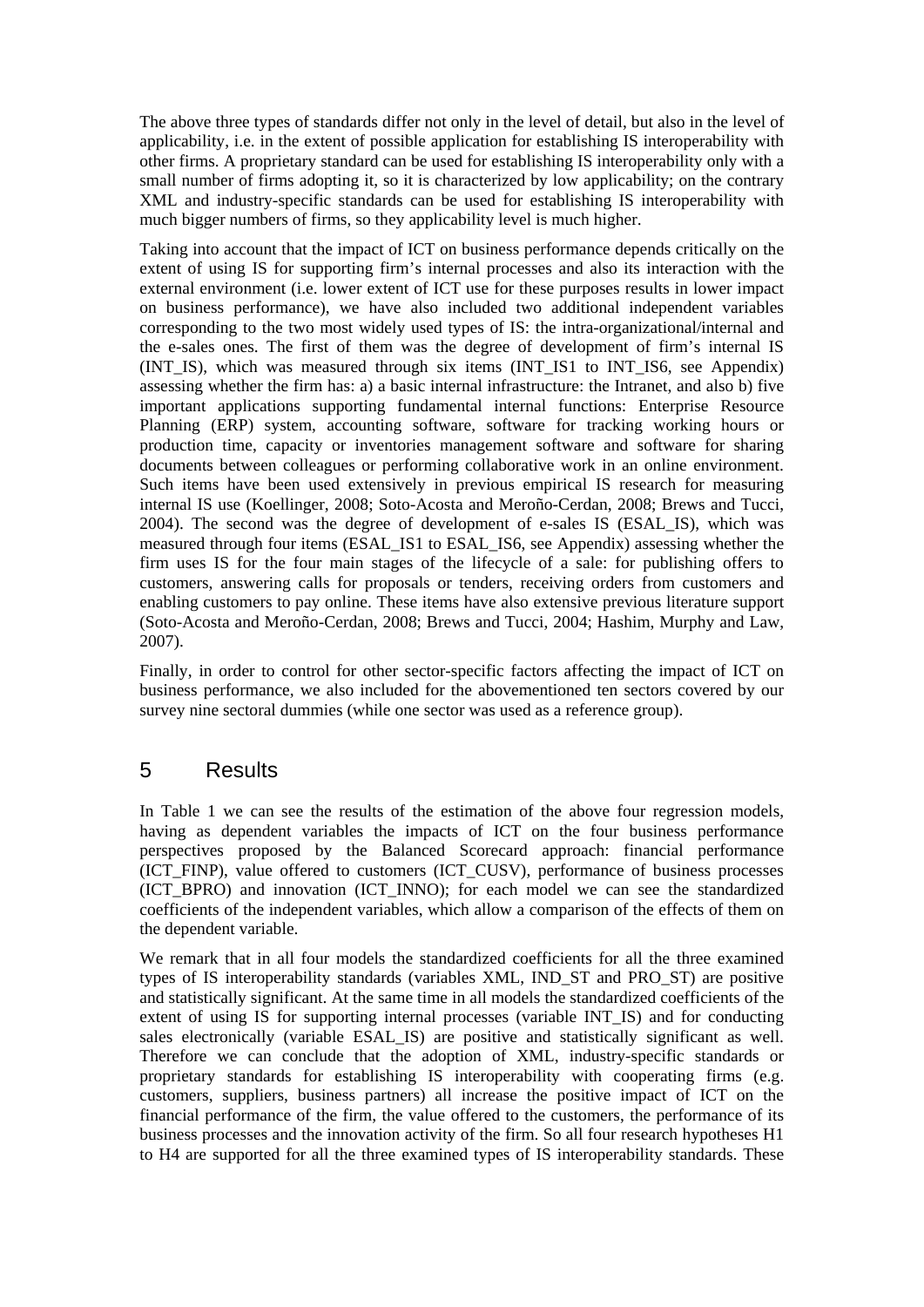The above three types of standards differ not only in the level of detail, but also in the level of applicability, i.e. in the extent of possible application for establishing IS interoperability with other firms. A proprietary standard can be used for establishing IS interoperability only with a small number of firms adopting it, so it is characterized by low applicability; on the contrary XML and industry-specific standards can be used for establishing IS interoperability with much bigger numbers of firms, so they applicability level is much higher.

Taking into account that the impact of ICT on business performance depends critically on the extent of using IS for supporting firm's internal processes and also its interaction with the external environment (i.e. lower extent of ICT use for these purposes results in lower impact on business performance), we have also included two additional independent variables corresponding to the two most widely used types of IS: the intra-organizational/internal and the e-sales ones. The first of them was the degree of development of firm's internal IS (INT_IS), which was measured through six items (INT_IS1 to INT_IS6, see Appendix) assessing whether the firm has: a) a basic internal infrastructure: the Intranet, and also b) five important applications supporting fundamental internal functions: Enterprise Resource Planning (ERP) system, accounting software, software for tracking working hours or production time, capacity or inventories management software and software for sharing documents between colleagues or performing collaborative work in an online environment. Such items have been used extensively in previous empirical IS research for measuring internal IS use (Koellinger, 2008; Soto-Acosta and Meroño-Cerdan, 2008; Brews and Tucci, 2004). The second was the degree of development of e-sales IS (ESAL_IS), which was measured through four items (ESAL_IS1 to ESAL_IS6, see Appendix) assessing whether the firm uses IS for the four main stages of the lifecycle of a sale: for publishing offers to customers, answering calls for proposals or tenders, receiving orders from customers and enabling customers to pay online. These items have also extensive previous literature support (Soto-Acosta and Meroño-Cerdan, 2008; Brews and Tucci, 2004; Hashim, Murphy and Law, 2007).

Finally, in order to control for other sector-specific factors affecting the impact of ICT on business performance, we also included for the abovementioned ten sectors covered by our survey nine sectoral dummies (while one sector was used as a reference group).

# 5 Results

In Table 1 we can see the results of the estimation of the above four regression models, having as dependent variables the impacts of ICT on the four business performance perspectives proposed by the Balanced Scorecard approach: financial performance (ICT_FINP), value offered to customers (ICT_CUSV), performance of business processes (ICT_BPRO) and innovation (ICT_INNO); for each model we can see the standardized coefficients of the independent variables, which allow a comparison of the effects of them on the dependent variable.

We remark that in all four models the standardized coefficients for all the three examined types of IS interoperability standards (variables XML, IND_ST and PRO_ST) are positive and statistically significant. At the same time in all models the standardized coefficients of the extent of using IS for supporting internal processes (variable INT_IS) and for conducting sales electronically (variable ESAL_IS) are positive and statistically significant as well. Therefore we can conclude that the adoption of XML, industry-specific standards or proprietary standards for establishing IS interoperability with cooperating firms (e.g. customers, suppliers, business partners) all increase the positive impact of ICT on the financial performance of the firm, the value offered to the customers, the performance of its business processes and the innovation activity of the firm. So all four research hypotheses H1 to H4 are supported for all the three examined types of IS interoperability standards. These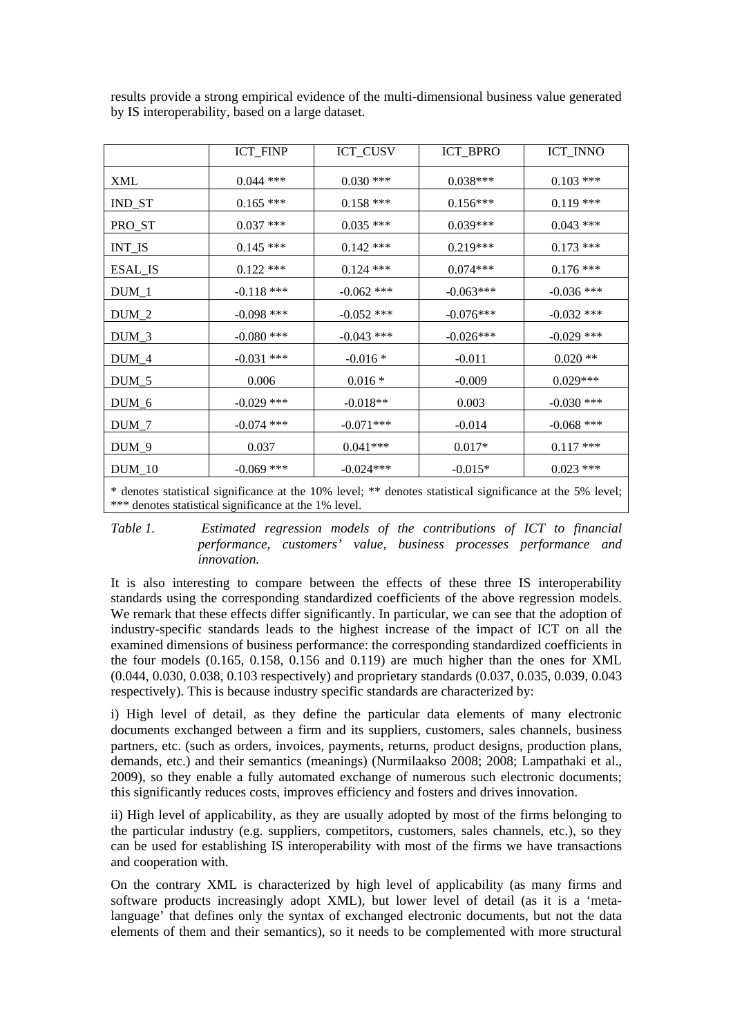results provide a strong empirical evidence of the multi-dimensional business value generated by IS interoperability, based on a large dataset.

| | ICT_FINP | ICT_CUSV | ICT_BPRO | ICT_INNO |
|---|---|---|---|---|
| XML | 0.044 *** | 0.030 *** | 0.038*** | 0.103 *** |
| IND_ST | 0.165 *** | 0.158 *** | 0.156*** | 0.119 *** |
| PRO_ST | 0.037 *** | 0.035 *** | 0.039*** | 0.043 *** |
| INT_IS | 0.145 *** | 0.142 *** | 0.219*** | 0.173 *** |
| ESAL_IS | 0.122 *** | 0.124 *** | 0.074*** | 0.176 *** |
| DUM_1 | -0.118 *** | -0.062 *** | -0.063*** | -0.036 *** |
| DUM_2 | -0.098 *** | -0.052 *** | -0.076*** | -0.032 *** |
| DUM_3 | -0.080 *** | -0.043 *** | -0.026*** | -0.029 *** |
| DUM_4 | -0.031 *** | -0.016 * | -0.011 | 0.020 ** |
| DUM_5 | 0.006 | 0.016 * | -0.009 | 0.029*** |
| DUM_6 | -0.029 *** | -0.018** | 0.003 | -0.030 *** |
| DUM_7 | -0.074 *** | -0.071*** | -0.014 | -0.068 *** |
| DUM_9 | 0.037 | 0.041*** | 0.017* | 0.117 *** |
| DUM_10 | -0.069 *** | -0.024*** | -0.015* | 0.023 *** |

* denotes statistical significance at the 10% level; ** denotes statistical significance at the 5% level; *** denotes statistical significance at the 1% level.

*Table 1. Estimated regression models of the contributions of ICT to financial performance, customers' value, business processes performance and innovation.*

It is also interesting to compare between the effects of these three IS interoperability standards using the corresponding standardized coefficients of the above regression models. We remark that these effects differ significantly. In particular, we can see that the adoption of industry-specific standards leads to the highest increase of the impact of ICT on all the examined dimensions of business performance: the corresponding standardized coefficients in the four models (0.165, 0.158, 0.156 and 0.119) are much higher than the ones for XML (0.044, 0.030, 0.038, 0.103 respectively) and proprietary standards (0.037, 0.035, 0.039, 0.043 respectively). This is because industry specific standards are characterized by:

i) High level of detail, as they define the particular data elements of many electronic documents exchanged between a firm and its suppliers, customers, sales channels, business partners, etc. (such as orders, invoices, payments, returns, product designs, production plans, demands, etc.) and their semantics (meanings) (Nurmilaakso 2008; 2008; Lampathaki et al., 2009), so they enable a fully automated exchange of numerous such electronic documents; this significantly reduces costs, improves efficiency and fosters and drives innovation.

ii) High level of applicability, as they are usually adopted by most of the firms belonging to the particular industry (e.g. suppliers, competitors, customers, sales channels, etc.), so they can be used for establishing IS interoperability with most of the firms we have transactions and cooperation with.

On the contrary XML is characterized by high level of applicability (as many firms and software products increasingly adopt XML), but lower level of detail (as it is a 'meta-language' that defines only the syntax of exchanged electronic documents, but not the data elements of them and their semantics), so it needs to be complemented with more structural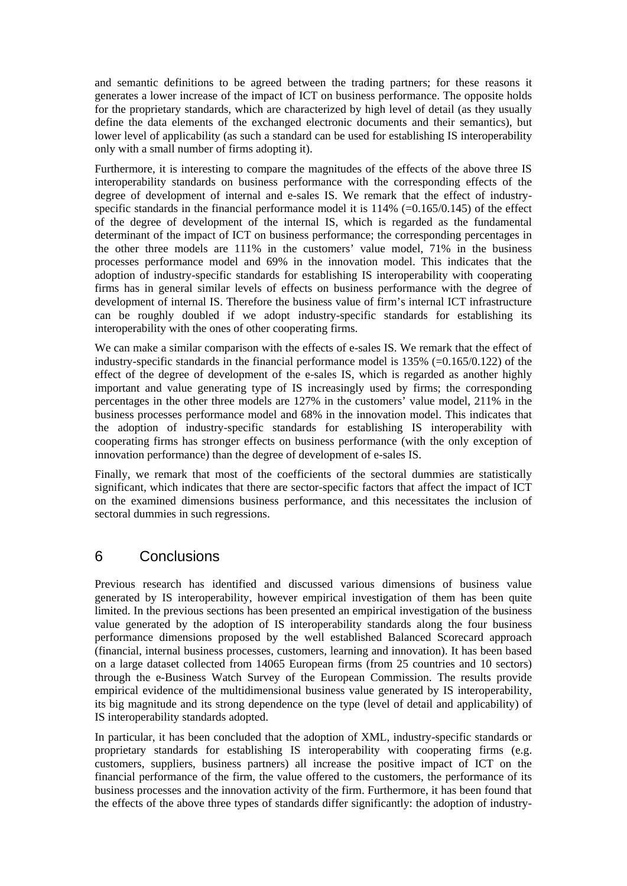and semantic definitions to be agreed between the trading partners; for these reasons it generates a lower increase of the impact of ICT on business performance. The opposite holds for the proprietary standards, which are characterized by high level of detail (as they usually define the data elements of the exchanged electronic documents and their semantics), but lower level of applicability (as such a standard can be used for establishing IS interoperability only with a small number of firms adopting it).

Furthermore, it is interesting to compare the magnitudes of the effects of the above three IS interoperability standards on business performance with the corresponding effects of the degree of development of internal and e-sales IS. We remark that the effect of industry-specific standards in the financial performance model it is 114% (=0.165/0.145) of the effect of the degree of development of the internal IS, which is regarded as the fundamental determinant of the impact of ICT on business performance; the corresponding percentages in the other three models are 111% in the customers' value model, 71% in the business processes performance model and 69% in the innovation model. This indicates that the adoption of industry-specific standards for establishing IS interoperability with cooperating firms has in general similar levels of effects on business performance with the degree of development of internal IS. Therefore the business value of firm's internal ICT infrastructure can be roughly doubled if we adopt industry-specific standards for establishing its interoperability with the ones of other cooperating firms.

We can make a similar comparison with the effects of e-sales IS. We remark that the effect of industry-specific standards in the financial performance model is 135% (=0.165/0.122) of the effect of the degree of development of the e-sales IS, which is regarded as another highly important and value generating type of IS increasingly used by firms; the corresponding percentages in the other three models are 127% in the customers' value model, 211% in the business processes performance model and 68% in the innovation model. This indicates that the adoption of industry-specific standards for establishing IS interoperability with cooperating firms has stronger effects on business performance (with the only exception of innovation performance) than the degree of development of e-sales IS.

Finally, we remark that most of the coefficients of the sectoral dummies are statistically significant, which indicates that there are sector-specific factors that affect the impact of ICT on the examined dimensions business performance, and this necessitates the inclusion of sectoral dummies in such regressions.

# 6 Conclusions

Previous research has identified and discussed various dimensions of business value generated by IS interoperability, however empirical investigation of them has been quite limited. In the previous sections has been presented an empirical investigation of the business value generated by the adoption of IS interoperability standards along the four business performance dimensions proposed by the well established Balanced Scorecard approach (financial, internal business processes, customers, learning and innovation). It has been based on a large dataset collected from 14065 European firms (from 25 countries and 10 sectors) through the e-Business Watch Survey of the European Commission. The results provide empirical evidence of the multidimensional business value generated by IS interoperability, its big magnitude and its strong dependence on the type (level of detail and applicability) of IS interoperability standards adopted.

In particular, it has been concluded that the adoption of XML, industry-specific standards or proprietary standards for establishing IS interoperability with cooperating firms (e.g. customers, suppliers, business partners) all increase the positive impact of ICT on the financial performance of the firm, the value offered to the customers, the performance of its business processes and the innovation activity of the firm. Furthermore, it has been found that the effects of the above three types of standards differ significantly: the adoption of industry-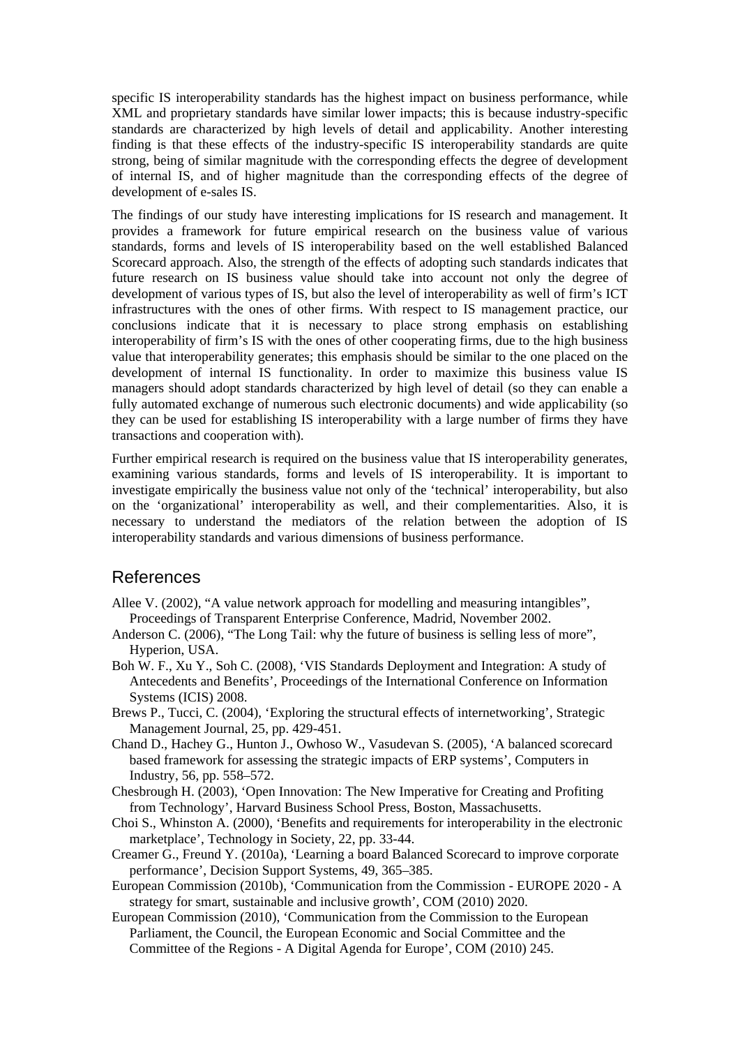specific IS interoperability standards has the highest impact on business performance, while XML and proprietary standards have similar lower impacts; this is because industry-specific standards are characterized by high levels of detail and applicability. Another interesting finding is that these effects of the industry-specific IS interoperability standards are quite strong, being of similar magnitude with the corresponding effects the degree of development of internal IS, and of higher magnitude than the corresponding effects of the degree of development of e-sales IS.

The findings of our study have interesting implications for IS research and management. It provides a framework for future empirical research on the business value of various standards, forms and levels of IS interoperability based on the well established Balanced Scorecard approach. Also, the strength of the effects of adopting such standards indicates that future research on IS business value should take into account not only the degree of development of various types of IS, but also the level of interoperability as well of firm's ICT infrastructures with the ones of other firms. With respect to IS management practice, our conclusions indicate that it is necessary to place strong emphasis on establishing interoperability of firm's IS with the ones of other cooperating firms, due to the high business value that interoperability generates; this emphasis should be similar to the one placed on the development of internal IS functionality. In order to maximize this business value IS managers should adopt standards characterized by high level of detail (so they can enable a fully automated exchange of numerous such electronic documents) and wide applicability (so they can be used for establishing IS interoperability with a large number of firms they have transactions and cooperation with).

Further empirical research is required on the business value that IS interoperability generates, examining various standards, forms and levels of IS interoperability. It is important to investigate empirically the business value not only of the 'technical' interoperability, but also on the 'organizational' interoperability as well, and their complementarities. Also, it is necessary to understand the mediators of the relation between the adoption of IS interoperability standards and various dimensions of business performance.

## References

Allee V. (2002), "A value network approach for modelling and measuring intangibles", Proceedings of Transparent Enterprise Conference, Madrid, November 2002.

Anderson C. (2006), "The Long Tail: why the future of business is selling less of more", Hyperion, USA.

Boh W. F., Xu Y., Soh C. (2008), 'VIS Standards Deployment and Integration: A study of Antecedents and Benefits', Proceedings of the International Conference on Information Systems (ICIS) 2008.

Brews P., Tucci, C. (2004), 'Exploring the structural effects of internetworking', Strategic Management Journal, 25, pp. 429-451.

Chand D., Hachey G., Hunton J., Owhoso W., Vasudevan S. (2005), 'A balanced scorecard based framework for assessing the strategic impacts of ERP systems', Computers in Industry, 56, pp. 558–572.

Chesbrough H. (2003), 'Open Innovation: The New Imperative for Creating and Profiting from Technology', Harvard Business School Press, Boston, Massachusetts.

Choi S., Whinston A. (2000), 'Benefits and requirements for interoperability in the electronic marketplace', Technology in Society, 22, pp. 33-44.

Creamer G., Freund Y. (2010a), 'Learning a board Balanced Scorecard to improve corporate performance', Decision Support Systems, 49, 365–385.

European Commission (2010b), 'Communication from the Commission - EUROPE 2020 - A strategy for smart, sustainable and inclusive growth', COM (2010) 2020.

European Commission (2010), 'Communication from the Commission to the European Parliament, the Council, the European Economic and Social Committee and the Committee of the Regions - A Digital Agenda for Europe', COM (2010) 245.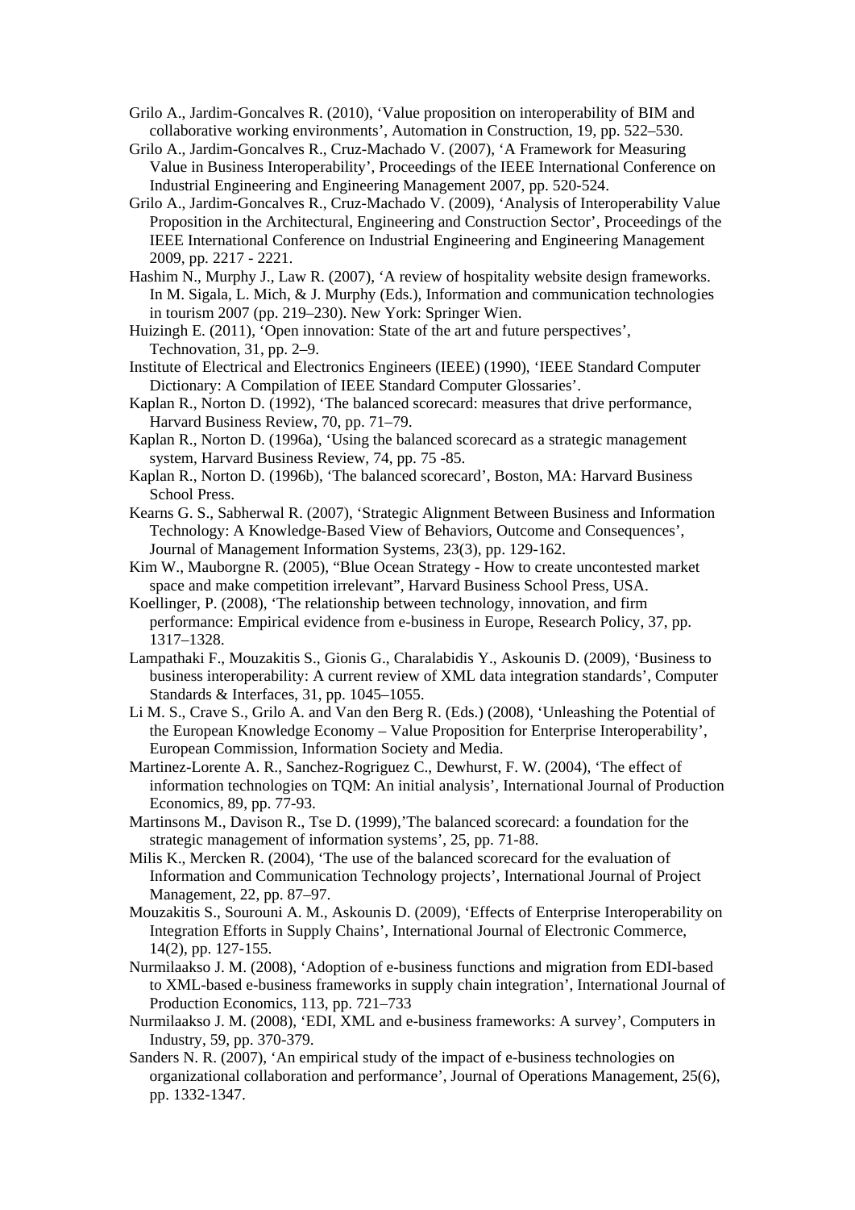Grilo A., Jardim-Goncalves R. (2010), 'Value proposition on interoperability of BIM and collaborative working environments', Automation in Construction, 19, pp. 522–530.

Grilo A., Jardim-Goncalves R., Cruz-Machado V. (2007), 'A Framework for Measuring Value in Business Interoperability', Proceedings of the IEEE International Conference on Industrial Engineering and Engineering Management 2007, pp. 520-524.

Grilo A., Jardim-Goncalves R., Cruz-Machado V. (2009), 'Analysis of Interoperability Value Proposition in the Architectural, Engineering and Construction Sector', Proceedings of the IEEE International Conference on Industrial Engineering and Engineering Management 2009, pp. 2217 - 2221.

Hashim N., Murphy J., Law R. (2007), 'A review of hospitality website design frameworks. In M. Sigala, L. Mich, & J. Murphy (Eds.), Information and communication technologies in tourism 2007 (pp. 219–230). New York: Springer Wien.

Huizingh E. (2011), 'Open innovation: State of the art and future perspectives', Technovation, 31, pp. 2–9.

Institute of Electrical and Electronics Engineers (IEEE) (1990), 'IEEE Standard Computer Dictionary: A Compilation of IEEE Standard Computer Glossaries'.

Kaplan R., Norton D. (1992), 'The balanced scorecard: measures that drive performance, Harvard Business Review, 70, pp. 71–79.

Kaplan R., Norton D. (1996a), 'Using the balanced scorecard as a strategic management system, Harvard Business Review, 74, pp. 75 -85.

Kaplan R., Norton D. (1996b), 'The balanced scorecard', Boston, MA: Harvard Business School Press.

Kearns G. S., Sabherwal R. (2007), 'Strategic Alignment Between Business and Information Technology: A Knowledge-Based View of Behaviors, Outcome and Consequences', Journal of Management Information Systems, 23(3), pp. 129-162.

Kim W., Mauborgne R. (2005), "Blue Ocean Strategy - How to create uncontested market space and make competition irrelevant", Harvard Business School Press, USA.

Koellinger, P. (2008), 'The relationship between technology, innovation, and firm performance: Empirical evidence from e-business in Europe, Research Policy, 37, pp. 1317–1328.

Lampathaki F., Mouzakitis S., Gionis G., Charalabidis Y., Askounis D. (2009), 'Business to business interoperability: A current review of XML data integration standards', Computer Standards & Interfaces, 31, pp. 1045–1055.

Li M. S., Crave S., Grilo A. and Van den Berg R. (Eds.) (2008), 'Unleashing the Potential of the European Knowledge Economy – Value Proposition for Enterprise Interoperability', European Commission, Information Society and Media.

Martinez-Lorente A. R., Sanchez-Rogriguez C., Dewhurst, F. W. (2004), 'The effect of information technologies on TQM: An initial analysis', International Journal of Production Economics, 89, pp. 77-93.

Martinsons M., Davison R., Tse D. (1999),'The balanced scorecard: a foundation for the strategic management of information systems', 25, pp. 71-88.

Milis K., Mercken R. (2004), 'The use of the balanced scorecard for the evaluation of Information and Communication Technology projects', International Journal of Project Management, 22, pp. 87–97.

Mouzakitis S., Sourouni A. M., Askounis D. (2009), 'Effects of Enterprise Interoperability on Integration Efforts in Supply Chains', International Journal of Electronic Commerce, 14(2), pp. 127-155.

Nurmilaakso J. M. (2008), 'Adoption of e-business functions and migration from EDI-based to XML-based e-business frameworks in supply chain integration', International Journal of Production Economics, 113, pp. 721–733

Nurmilaakso J. M. (2008), 'EDI, XML and e-business frameworks: A survey', Computers in Industry, 59, pp. 370-379.

Sanders N. R. (2007), 'An empirical study of the impact of e-business technologies on organizational collaboration and performance', Journal of Operations Management, 25(6), pp. 1332-1347.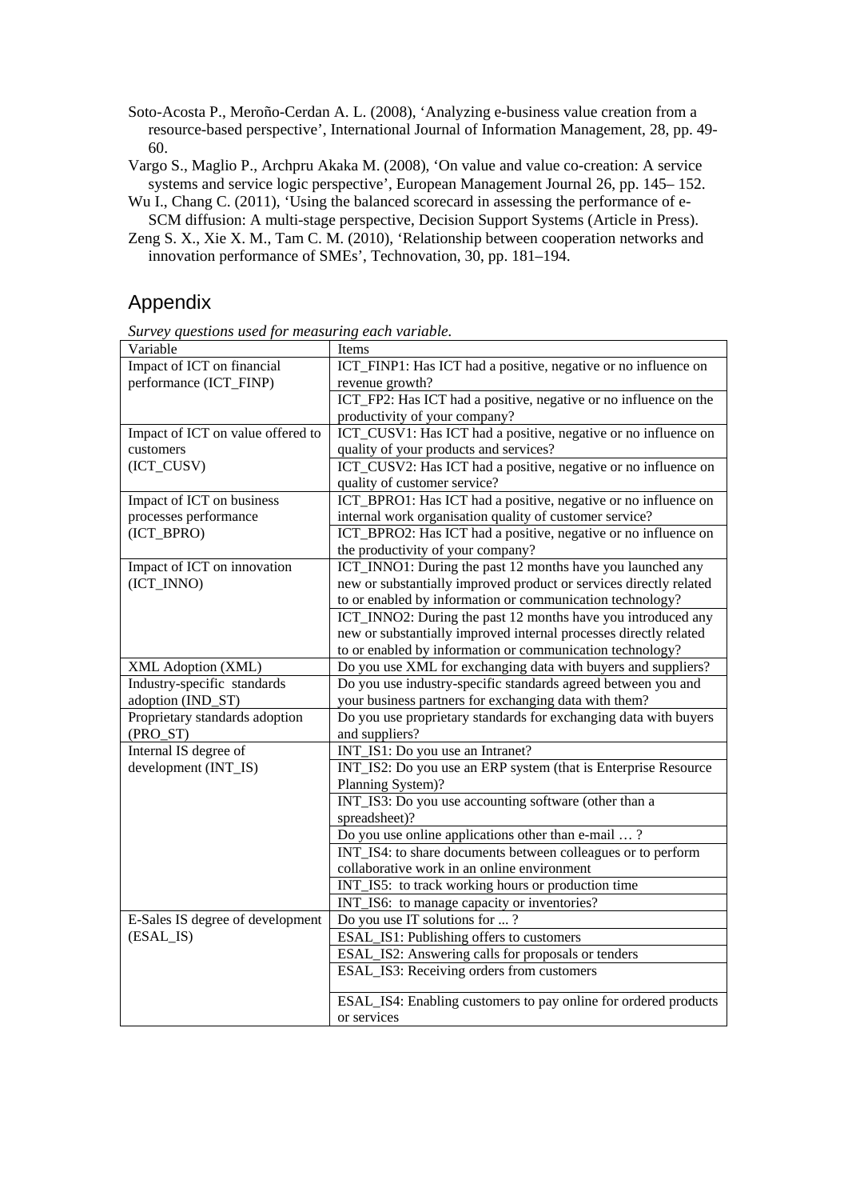Soto-Acosta P., Meroño-Cerdan A. L. (2008), 'Analyzing e-business value creation from a resource-based perspective', International Journal of Information Management, 28, pp. 49-60.

Vargo S., Maglio P., Archpru Akaka M. (2008), 'On value and value co-creation: A service systems and service logic perspective', European Management Journal 26, pp. 145– 152.

Wu I., Chang C. (2011), 'Using the balanced scorecard in assessing the performance of e-SCM diffusion: A multi-stage perspective, Decision Support Systems (Article in Press).

Zeng S. X., Xie X. M., Tam C. M. (2010), 'Relationship between cooperation networks and innovation performance of SMEs', Technovation, 30, pp. 181–194.

## Appendix

*Survey questions used for measuring each variable.*

| Variable | Items |
|---|---|
| Impact of ICT on financial performance (ICT_FINP) | ICT_FINP1: Has ICT had a positive, negative or no influence on revenue growth? |
| | ICT_FP2: Has ICT had a positive, negative or no influence on the productivity of your company? |
| Impact of ICT on value offered to customers (ICT_CUSV) | ICT_CUSV1: Has ICT had a positive, negative or no influence on quality of your products and services? |
| | ICT_CUSV2: Has ICT had a positive, negative or no influence on quality of customer service? |
| Impact of ICT on business processes performance (ICT_BPRO) | ICT_BPRO1: Has ICT had a positive, negative or no influence on internal work organisation quality of customer service? |
| | ICT_BPRO2: Has ICT had a positive, negative or no influence on the productivity of your company? |
| Impact of ICT on innovation (ICT_INNO) | ICT_INNO1: During the past 12 months have you launched any new or substantially improved product or services directly related to or enabled by information or communication technology? |
| | ICT_INNO2: During the past 12 months have you introduced any new or substantially improved internal processes directly related to or enabled by information or communication technology? |
| XML Adoption (XML) | Do you use XML for exchanging data with buyers and suppliers? |
| Industry-specific standards adoption (IND_ST) | Do you use industry-specific standards agreed between you and your business partners for exchanging data with them? |
| Proprietary standards adoption (PRO_ST) | Do you use proprietary standards for exchanging data with buyers and suppliers? |
| Internal IS degree of development (INT_IS) | INT_IS1: Do you use an Intranet? |
| | INT_IS2: Do you use an ERP system (that is Enterprise Resource Planning System)? |
| | INT_IS3: Do you use accounting software (other than a spreadsheet)? |
| | Do you use online applications other than e-mail … ? |
| | INT_IS4: to share documents between colleagues or to perform collaborative work in an online environment |
| | INT_IS5: to track working hours or production time |
| | INT_IS6: to manage capacity or inventories? |
| E-Sales IS degree of development (ESAL_IS) | Do you use IT solutions for ... ? |
| | ESAL_IS1: Publishing offers to customers |
| | ESAL_IS2: Answering calls for proposals or tenders |
| | ESAL_IS3: Receiving orders from customers |
| | ESAL_IS4: Enabling customers to pay online for ordered products or services |